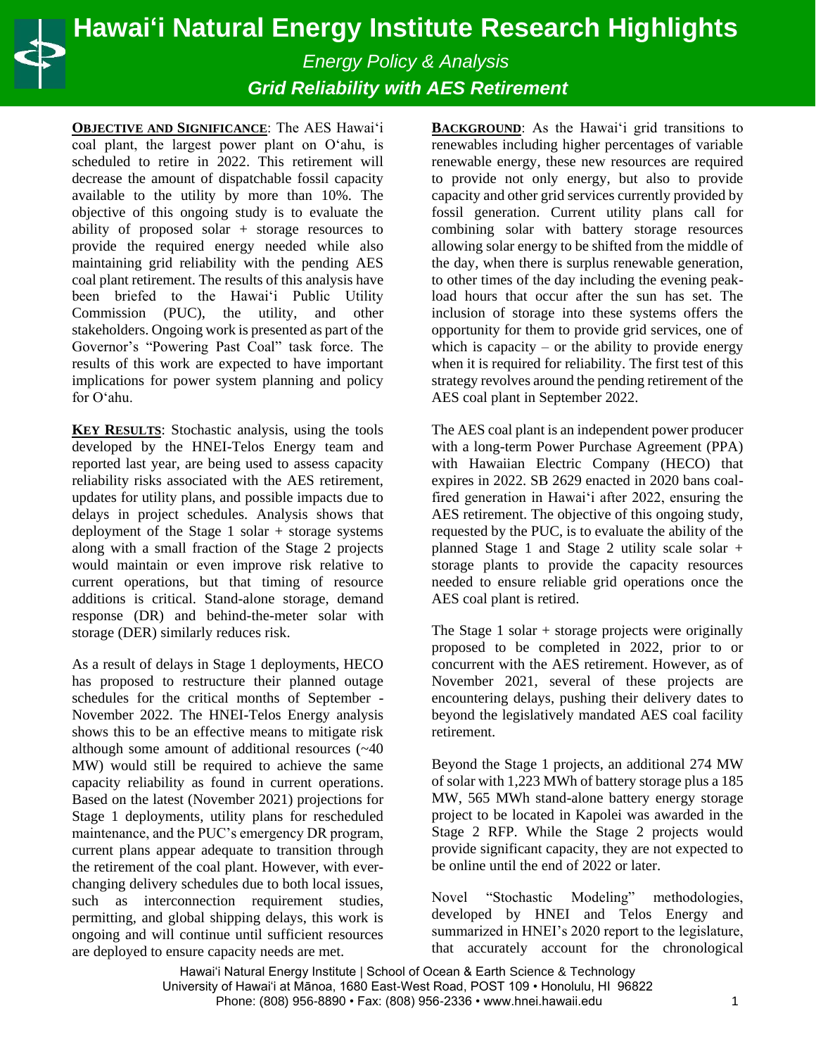# Hawaiʻi Natural Energy Institute Research Highlights

*Energy Policy & Analysis*

***Grid Reliability with AES Retirement***

**OBJECTIVE AND SIGNIFICANCE**: The AES Hawaiʻi coal plant, the largest power plant on Oʻahu, is scheduled to retire in 2022. This retirement will decrease the amount of dispatchable fossil capacity available to the utility by more than 10%. The objective of this ongoing study is to evaluate the ability of proposed solar + storage resources to provide the required energy needed while also maintaining grid reliability with the pending AES coal plant retirement. The results of this analysis have been briefed to the Hawaiʻi Public Utility Commission (PUC), the utility, and other stakeholders. Ongoing work is presented as part of the Governor's "Powering Past Coal" task force. The results of this work are expected to have important implications for power system planning and policy for Oʻahu.

**KEY RESULTS**: Stochastic analysis, using the tools developed by the HNEI-Telos Energy team and reported last year, are being used to assess capacity reliability risks associated with the AES retirement, updates for utility plans, and possible impacts due to delays in project schedules. Analysis shows that deployment of the Stage 1 solar + storage systems along with a small fraction of the Stage 2 projects would maintain or even improve risk relative to current operations, but that timing of resource additions is critical. Stand-alone storage, demand response (DR) and behind-the-meter solar with storage (DER) similarly reduces risk.

As a result of delays in Stage 1 deployments, HECO has proposed to restructure their planned outage schedules for the critical months of September - November 2022. The HNEI-Telos Energy analysis shows this to be an effective means to mitigate risk although some amount of additional resources (~40 MW) would still be required to achieve the same capacity reliability as found in current operations. Based on the latest (November 2021) projections for Stage 1 deployments, utility plans for rescheduled maintenance, and the PUC's emergency DR program, current plans appear adequate to transition through the retirement of the coal plant. However, with ever-changing delivery schedules due to both local issues, such as interconnection requirement studies, permitting, and global shipping delays, this work is ongoing and will continue until sufficient resources are deployed to ensure capacity needs are met.

**BACKGROUND**: As the Hawaiʻi grid transitions to renewables including higher percentages of variable renewable energy, these new resources are required to provide not only energy, but also to provide capacity and other grid services currently provided by fossil generation. Current utility plans call for combining solar with battery storage resources allowing solar energy to be shifted from the middle of the day, when there is surplus renewable generation, to other times of the day including the evening peak-load hours that occur after the sun has set. The inclusion of storage into these systems offers the opportunity for them to provide grid services, one of which is capacity – or the ability to provide energy when it is required for reliability. The first test of this strategy revolves around the pending retirement of the AES coal plant in September 2022.

The AES coal plant is an independent power producer with a long-term Power Purchase Agreement (PPA) with Hawaiian Electric Company (HECO) that expires in 2022. SB 2629 enacted in 2020 bans coal-fired generation in Hawaiʻi after 2022, ensuring the AES retirement. The objective of this ongoing study, requested by the PUC, is to evaluate the ability of the planned Stage 1 and Stage 2 utility scale solar + storage plants to provide the capacity resources needed to ensure reliable grid operations once the AES coal plant is retired.

The Stage 1 solar + storage projects were originally proposed to be completed in 2022, prior to or concurrent with the AES retirement. However, as of November 2021, several of these projects are encountering delays, pushing their delivery dates to beyond the legislatively mandated AES coal facility retirement.

Beyond the Stage 1 projects, an additional 274 MW of solar with 1,223 MWh of battery storage plus a 185 MW, 565 MWh stand-alone battery energy storage project to be located in Kapolei was awarded in the Stage 2 RFP. While the Stage 2 projects would provide significant capacity, they are not expected to be online until the end of 2022 or later.

Novel "Stochastic Modeling" methodologies, developed by HNEI and Telos Energy and summarized in HNEI's 2020 report to the legislature, that accurately account for the chronological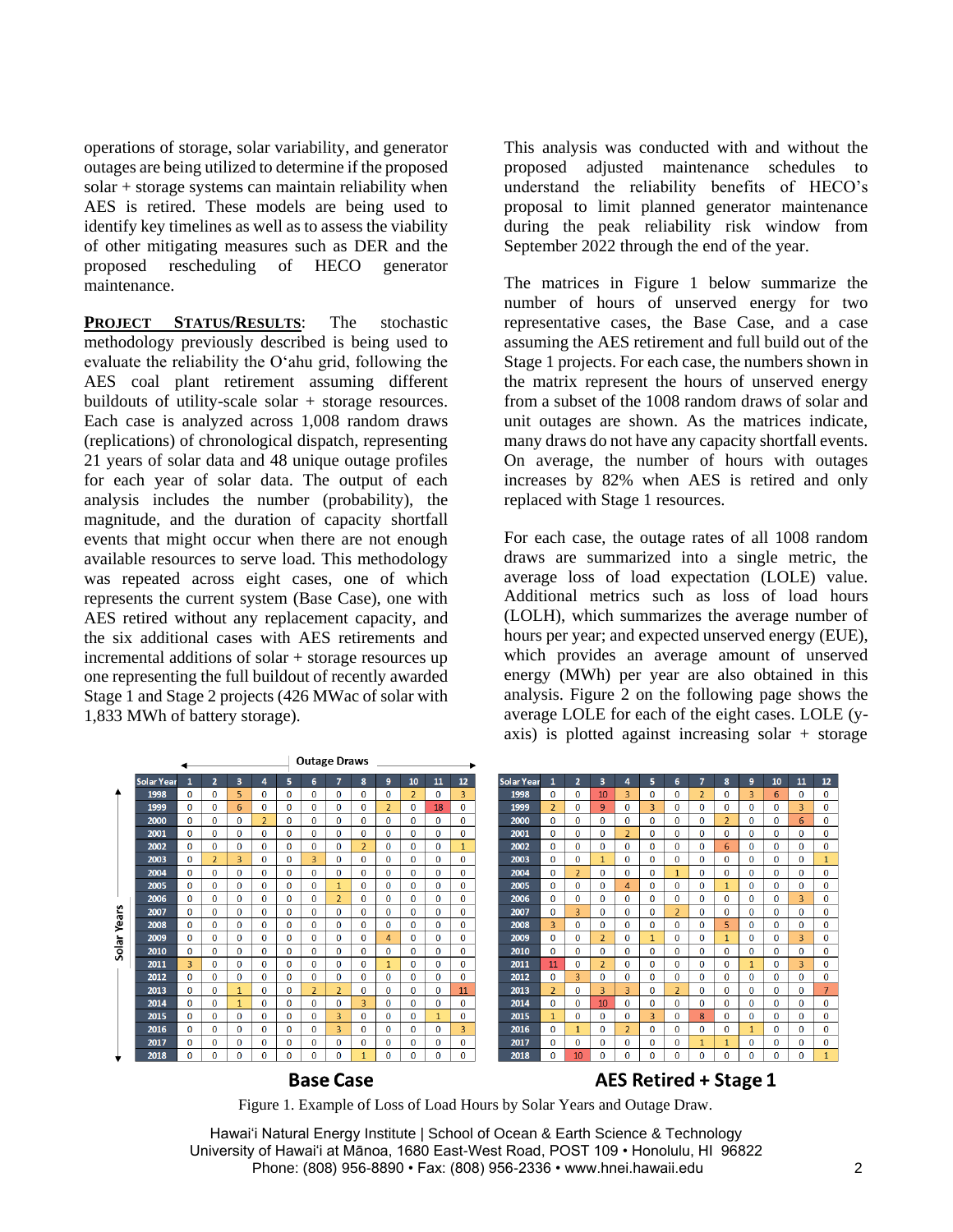operations of storage, solar variability, and generator outages are being utilized to determine if the proposed solar + storage systems can maintain reliability when AES is retired. These models are being used to identify key timelines as well as to assess the viability of other mitigating measures such as DER and the proposed rescheduling of HECO generator maintenance.

**PROJECT STATUS/RESULTS**: The stochastic methodology previously described is being used to evaluate the reliability the Oʻahu grid, following the AES coal plant retirement assuming different buildouts of utility-scale solar + storage resources. Each case is analyzed across 1,008 random draws (replications) of chronological dispatch, representing 21 years of solar data and 48 unique outage profiles for each year of solar data. The output of each analysis includes the number (probability), the magnitude, and the duration of capacity shortfall events that might occur when there are not enough available resources to serve load. This methodology was repeated across eight cases, one of which represents the current system (Base Case), one with AES retired without any replacement capacity, and the six additional cases with AES retirements and incremental additions of solar + storage resources up one representing the full buildout of recently awarded Stage 1 and Stage 2 projects (426 MWac of solar with 1,833 MWh of battery storage).

This analysis was conducted with and without the proposed adjusted maintenance schedules to understand the reliability benefits of HECO's proposal to limit planned generator maintenance during the peak reliability risk window from September 2022 through the end of the year.

The matrices in Figure 1 below summarize the number of hours of unserved energy for two representative cases, the Base Case, and a case assuming the AES retirement and full build out of the Stage 1 projects. For each case, the numbers shown in the matrix represent the hours of unserved energy from a subset of the 1008 random draws of solar and unit outages are shown. As the matrices indicate, many draws do not have any capacity shortfall events. On average, the number of hours with outages increases by 82% when AES is retired and only replaced with Stage 1 resources.

For each case, the outage rates of all 1008 random draws are summarized into a single metric, the average loss of load expectation (LOLE) value. Additional metrics such as loss of load hours (LOLH), which summarizes the average number of hours per year; and expected unserved energy (EUE), which provides an average amount of unserved energy (MWh) per year are also obtained in this analysis. Figure 2 on the following page shows the average LOLE for each of the eight cases. LOLE (y-axis) is plotted against increasing solar + storage

**Base Case** (Outage Draws across columns, Solar Years down rows)

| Solar Year | 1 | 2 | 3 | 4 | 5 | 6 | 7 | 8 | 9 | 10 | 11 | 12 |
|---|---|---|---|---|---|---|---|---|---|---|---|---|
| 1998 | 0 | 0 | 5 | 0 | 0 | 0 | 0 | 0 | 0 | 2 | 0 | 3 |
| 1999 | 0 | 0 | 6 | 0 | 0 | 0 | 0 | 0 | 2 | 0 | 18 | 0 |
| 2000 | 0 | 0 | 0 | 2 | 0 | 0 | 0 | 0 | 0 | 0 | 0 | 0 |
| 2001 | 0 | 0 | 0 | 0 | 0 | 0 | 0 | 0 | 0 | 0 | 0 | 0 |
| 2002 | 0 | 0 | 0 | 0 | 0 | 0 | 0 | 2 | 0 | 0 | 0 | 1 |
| 2003 | 0 | 2 | 3 | 0 | 0 | 3 | 0 | 0 | 0 | 0 | 0 | 0 |
| 2004 | 0 | 0 | 0 | 0 | 0 | 0 | 0 | 0 | 0 | 0 | 0 | 0 |
| 2005 | 0 | 0 | 0 | 0 | 0 | 0 | 1 | 0 | 0 | 0 | 0 | 0 |
| 2006 | 0 | 0 | 0 | 0 | 0 | 0 | 2 | 0 | 0 | 0 | 0 | 0 |
| 2007 | 0 | 0 | 0 | 0 | 0 | 0 | 0 | 0 | 0 | 0 | 0 | 0 |
| 2008 | 0 | 0 | 0 | 0 | 0 | 0 | 0 | 0 | 0 | 0 | 0 | 0 |
| 2009 | 0 | 0 | 0 | 0 | 0 | 0 | 0 | 0 | 4 | 0 | 0 | 0 |
| 2010 | 0 | 0 | 0 | 0 | 0 | 0 | 0 | 0 | 0 | 0 | 0 | 0 |
| 2011 | 3 | 0 | 0 | 0 | 0 | 0 | 0 | 0 | 1 | 0 | 0 | 0 |
| 2012 | 0 | 0 | 0 | 0 | 0 | 0 | 0 | 0 | 0 | 0 | 0 | 0 |
| 2013 | 0 | 0 | 1 | 0 | 0 | 2 | 2 | 0 | 0 | 0 | 0 | 11 |
| 2014 | 0 | 0 | 1 | 0 | 0 | 0 | 0 | 3 | 0 | 0 | 0 | 0 |
| 2015 | 0 | 0 | 0 | 0 | 0 | 0 | 3 | 0 | 0 | 0 | 1 | 0 |
| 2016 | 0 | 0 | 0 | 0 | 0 | 0 | 3 | 0 | 0 | 0 | 0 | 3 |
| 2017 | 0 | 0 | 0 | 0 | 0 | 0 | 0 | 0 | 0 | 0 | 0 | 0 |
| 2018 | 0 | 0 | 0 | 0 | 0 | 0 | 0 | 1 | 0 | 0 | 0 | 0 |

**AES Retired + Stage 1**

| Solar Year | 1 | 2 | 3 | 4 | 5 | 6 | 7 | 8 | 9 | 10 | 11 | 12 |
|---|---|---|---|---|---|---|---|---|---|---|---|---|
| 1998 | 0 | 0 | 10 | 3 | 0 | 0 | 2 | 0 | 3 | 6 | 0 | 0 |
| 1999 | 2 | 0 | 9 | 0 | 3 | 0 | 0 | 0 | 0 | 0 | 3 | 0 |
| 2000 | 0 | 0 | 0 | 0 | 0 | 0 | 0 | 2 | 0 | 0 | 6 | 0 |
| 2001 | 0 | 0 | 0 | 2 | 0 | 0 | 0 | 0 | 0 | 0 | 0 | 0 |
| 2002 | 0 | 0 | 0 | 0 | 0 | 0 | 0 | 6 | 0 | 0 | 0 | 0 |
| 2003 | 0 | 0 | 1 | 0 | 0 | 0 | 0 | 0 | 0 | 0 | 0 | 1 |
| 2004 | 0 | 2 | 0 | 0 | 0 | 1 | 0 | 0 | 0 | 0 | 0 | 0 |
| 2005 | 0 | 0 | 0 | 4 | 0 | 0 | 0 | 1 | 0 | 0 | 0 | 0 |
| 2006 | 0 | 0 | 0 | 0 | 0 | 0 | 0 | 0 | 0 | 0 | 3 | 0 |
| 2007 | 0 | 3 | 0 | 0 | 0 | 2 | 0 | 0 | 0 | 0 | 0 | 0 |
| 2008 | 3 | 0 | 0 | 0 | 0 | 0 | 0 | 5 | 0 | 0 | 0 | 0 |
| 2009 | 0 | 0 | 2 | 0 | 1 | 0 | 0 | 1 | 0 | 0 | 3 | 0 |
| 2010 | 0 | 0 | 0 | 0 | 0 | 0 | 0 | 0 | 0 | 0 | 0 | 0 |
| 2011 | 11 | 0 | 2 | 0 | 0 | 0 | 0 | 0 | 1 | 0 | 3 | 0 |
| 2012 | 0 | 3 | 0 | 0 | 0 | 0 | 0 | 0 | 0 | 0 | 0 | 0 |
| 2013 | 2 | 0 | 3 | 3 | 0 | 2 | 0 | 0 | 0 | 0 | 0 | 7 |
| 2014 | 0 | 0 | 10 | 0 | 0 | 0 | 0 | 0 | 0 | 0 | 0 | 0 |
| 2015 | 1 | 0 | 0 | 0 | 3 | 0 | 8 | 0 | 0 | 0 | 0 | 0 |
| 2016 | 0 | 1 | 0 | 2 | 0 | 0 | 0 | 0 | 1 | 0 | 0 | 0 |
| 2017 | 0 | 0 | 0 | 0 | 0 | 0 | 1 | 1 | 0 | 0 | 0 | 0 |
| 2018 | 0 | 10 | 0 | 0 | 0 | 0 | 0 | 0 | 0 | 0 | 0 | 1 |

Figure 1. Example of Loss of Load Hours by Solar Years and Outage Draw.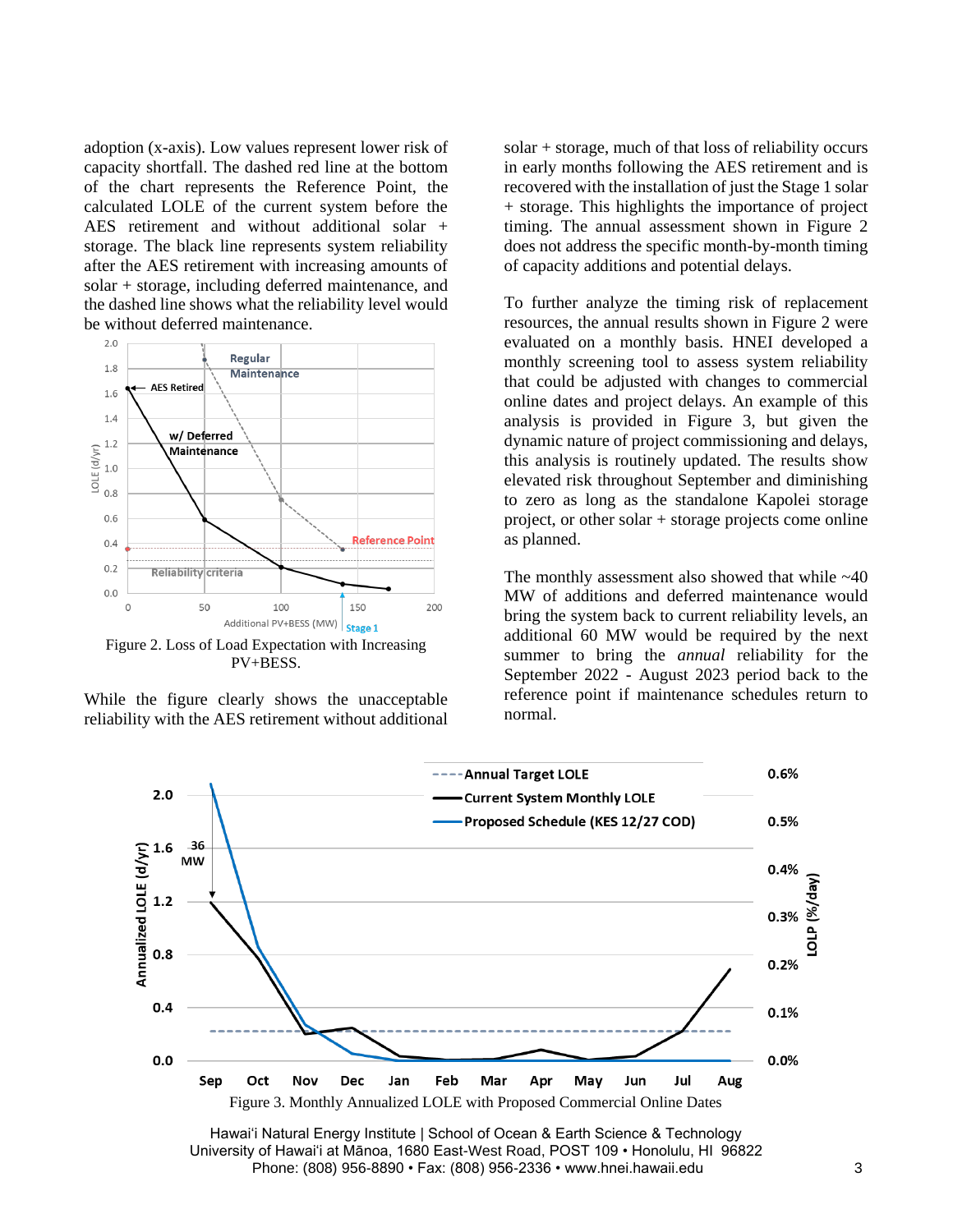adoption (x-axis). Low values represent lower risk of capacity shortfall. The dashed red line at the bottom of the chart represents the Reference Point, the calculated LOLE of the current system before the AES retirement and without additional solar + storage. The black line represents system reliability after the AES retirement with increasing amounts of solar + storage, including deferred maintenance, and the dashed line shows what the reliability level would be without deferred maintenance.

Figure 2. Loss of Load Expectation with Increasing PV+BESS.

While the figure clearly shows the unacceptable reliability with the AES retirement without additional solar + storage, much of that loss of reliability occurs in early months following the AES retirement and is recovered with the installation of just the Stage 1 solar + storage. This highlights the importance of project timing. The annual assessment shown in Figure 2 does not address the specific month-by-month timing of capacity additions and potential delays.

To further analyze the timing risk of replacement resources, the annual results shown in Figure 2 were evaluated on a monthly basis. HNEI developed a monthly screening tool to assess system reliability that could be adjusted with changes to commercial online dates and project delays. An example of this analysis is provided in Figure 3, but given the dynamic nature of project commissioning and delays, this analysis is routinely updated. The results show elevated risk throughout September and diminishing to zero as long as the standalone Kapolei storage project, or other solar + storage projects come online as planned.

The monthly assessment also showed that while ~40 MW of additions and deferred maintenance would bring the system back to current reliability levels, an additional 60 MW would be required by the next summer to bring the *annual* reliability for the September 2022 - August 2023 period back to the reference point if maintenance schedules return to normal.

Figure 3. Monthly Annualized LOLE with Proposed Commercial Online Dates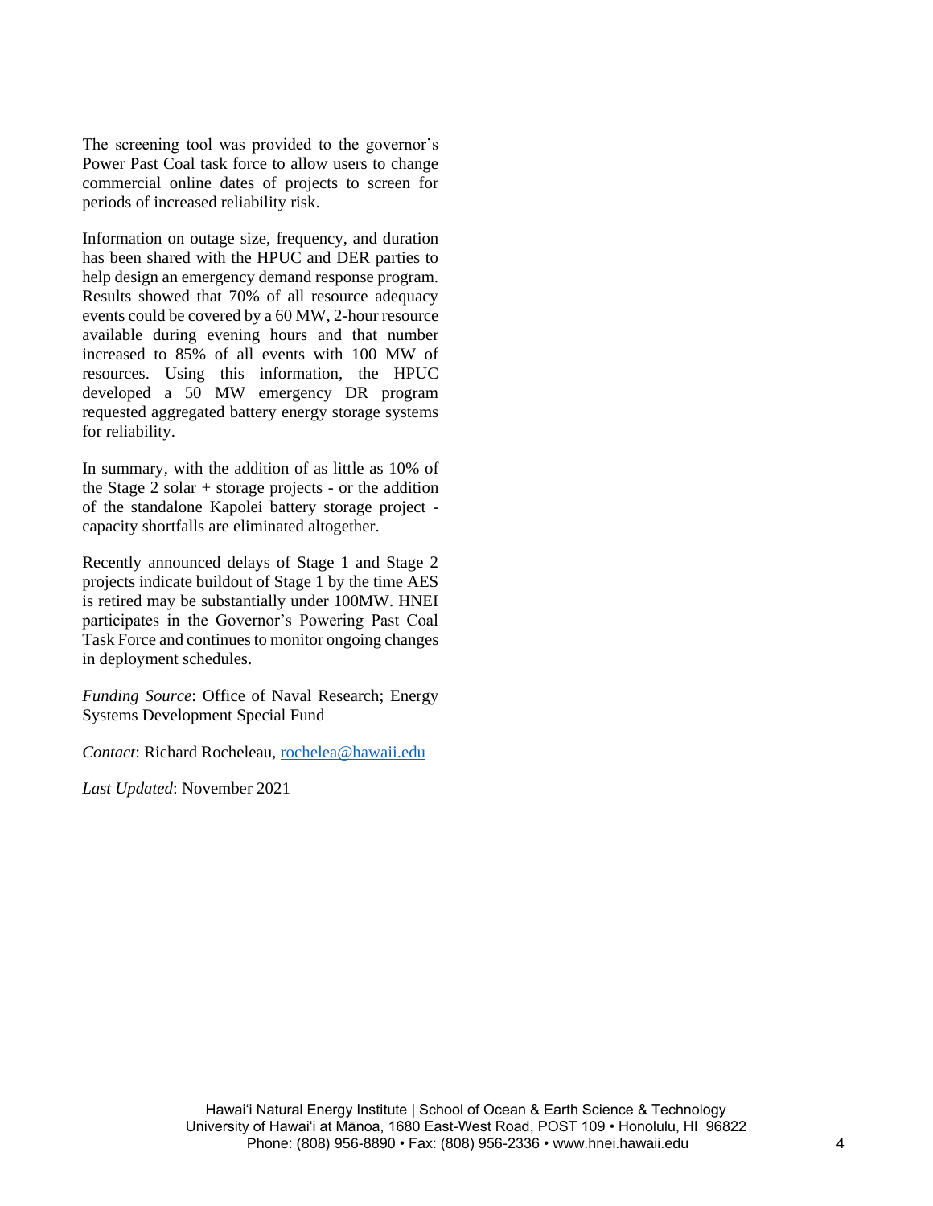The screening tool was provided to the governor's Power Past Coal task force to allow users to change commercial online dates of projects to screen for periods of increased reliability risk.

Information on outage size, frequency, and duration has been shared with the HPUC and DER parties to help design an emergency demand response program. Results showed that 70% of all resource adequacy events could be covered by a 60 MW, 2-hour resource available during evening hours and that number increased to 85% of all events with 100 MW of resources. Using this information, the HPUC developed a 50 MW emergency DR program requested aggregated battery energy storage systems for reliability.

In summary, with the addition of as little as 10% of the Stage 2 solar + storage projects - or the addition of the standalone Kapolei battery storage project - capacity shortfalls are eliminated altogether.

Recently announced delays of Stage 1 and Stage 2 projects indicate buildout of Stage 1 by the time AES is retired may be substantially under 100MW. HNEI participates in the Governor's Powering Past Coal Task Force and continues to monitor ongoing changes in deployment schedules.

*Funding Source*: Office of Naval Research; Energy Systems Development Special Fund

*Contact*: Richard Rocheleau, rochelea@hawaii.edu

*Last Updated*: November 2021